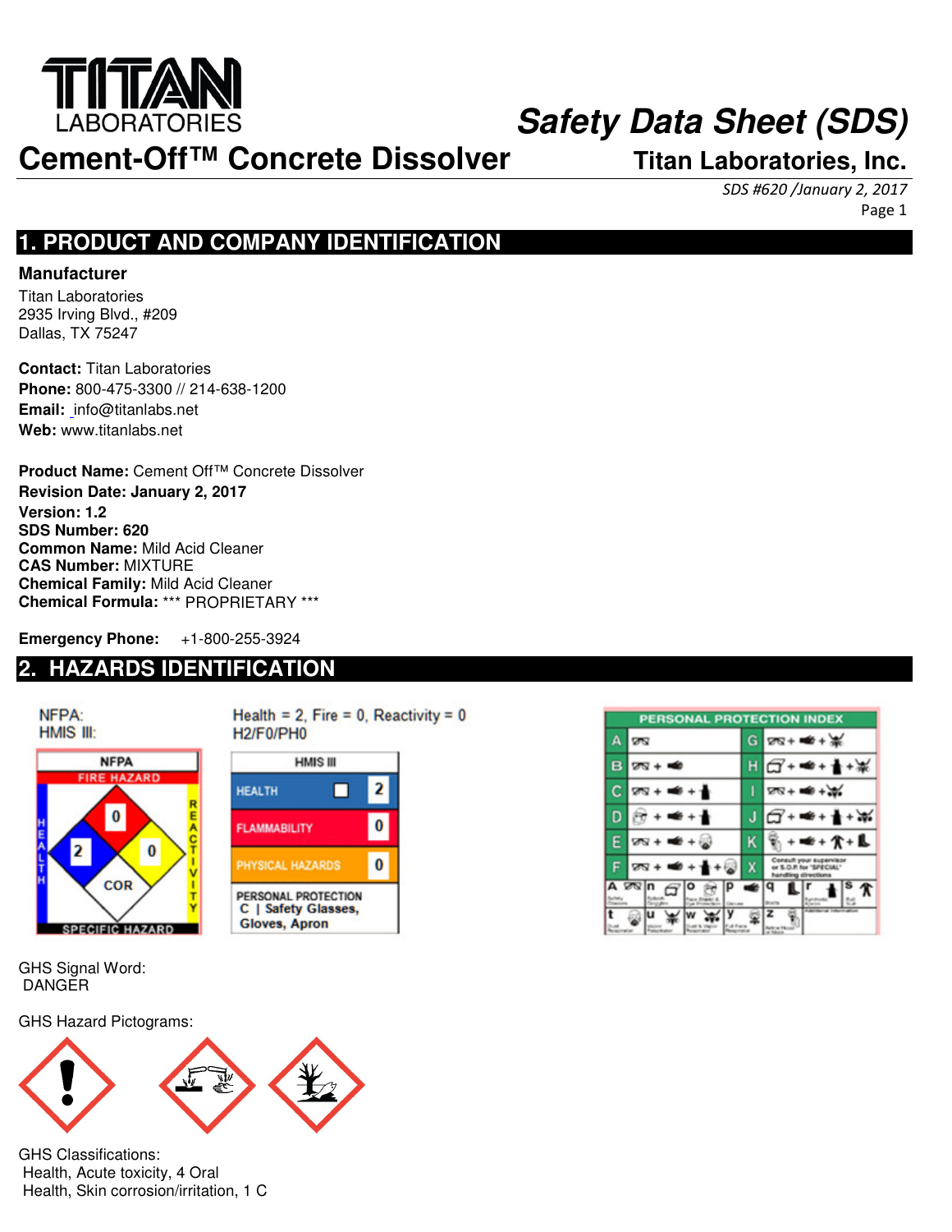TITAN LABORATORIES

# Safety Data Sheet (SDS)

# Cement-Off™ Concrete Dissolver

**Titan Laboratories, Inc.**

*SDS #620 /January 2, 2017*

## 1. PRODUCT AND COMPANY IDENTIFICATION

**Manufacturer**

Titan Laboratories
2935 Irving Blvd., #209
Dallas, TX 75247

**Contact:** Titan Laboratories
**Phone:** 800-475-3300 // 214-638-1200
**Email:** info@titanlabs.net
**Web:** www.titanlabs.net

**Product Name:** Cement Off™ Concrete Dissolver
**Revision Date: January 2, 2017**
**Version: 1.2**
**SDS Number: 620**
**Common Name:** Mild Acid Cleaner
**CAS Number:** MIXTURE
**Chemical Family:** Mild Acid Cleaner
**Chemical Formula:** *** PROPRIETARY ***

**Emergency Phone:** +1-800-255-3924

## 2. HAZARDS IDENTIFICATION

NFPA: Health = 2, Fire = 0, Reactivity = 0
HMIS III: H2/F0/PH0

NFPA: Fire Hazard 0, Health 2, Reactivity 0, Specific Hazard COR

| HMIS III | |
|---|---|
| HEALTH | 2 |
| FLAMMABILITY | 0 |
| PHYSICAL HAZARDS | 0 |
| PERSONAL PROTECTION | C \| Safety Glasses, Gloves, Apron |

PERSONAL PROTECTION INDEX

GHS Signal Word:
DANGER

GHS Hazard Pictograms:

GHS Classifications:
Health, Acute toxicity, 4 Oral
Health, Skin corrosion/irritation, 1 C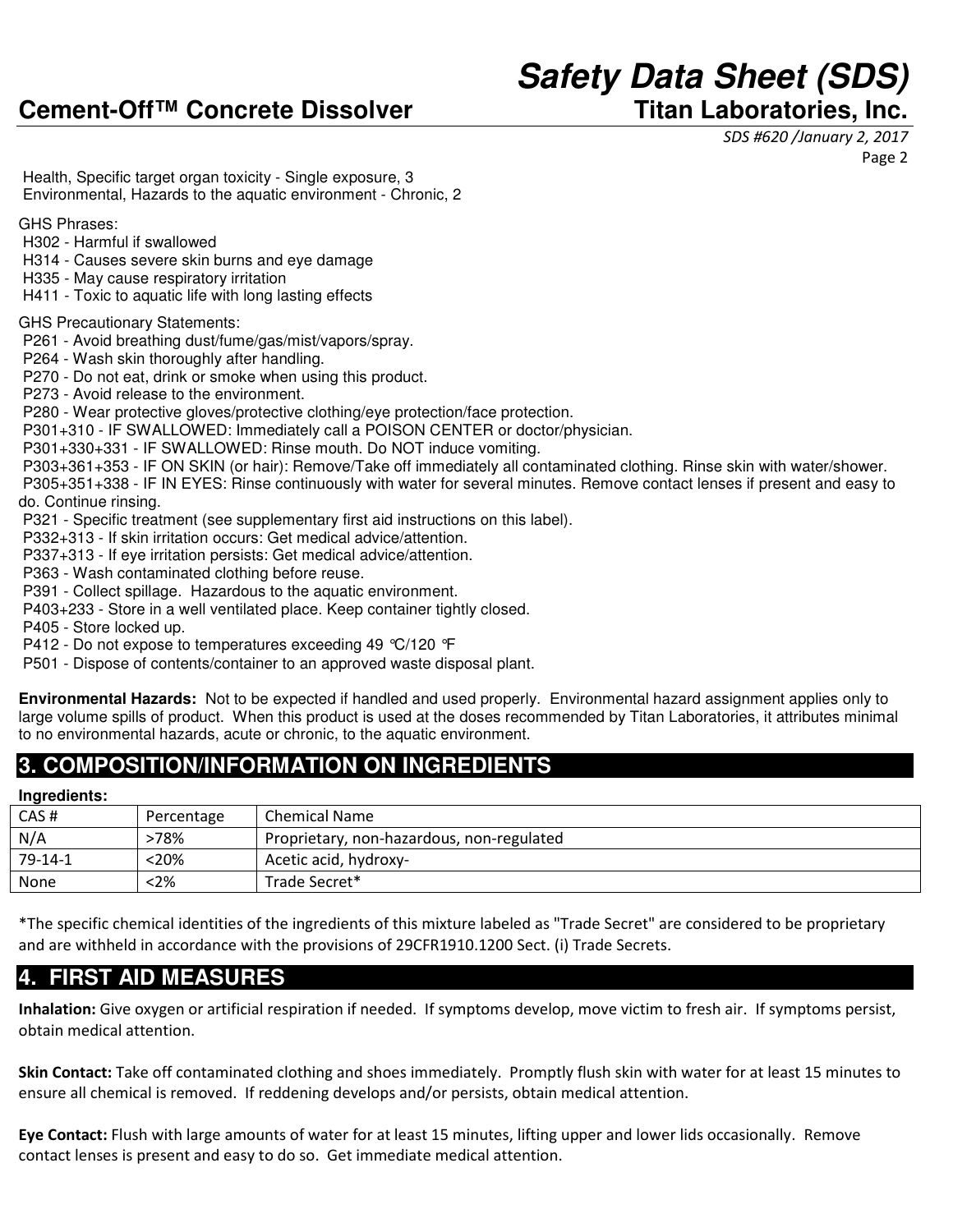Health, Specific target organ toxicity - Single exposure, 3
Environmental, Hazards to the aquatic environment - Chronic, 2

GHS Phrases:

- H302 - Harmful if swallowed
- H314 - Causes severe skin burns and eye damage
- H335 - May cause respiratory irritation
- H411 - Toxic to aquatic life with long lasting effects

GHS Precautionary Statements:

- P261 - Avoid breathing dust/fume/gas/mist/vapors/spray.
- P264 - Wash skin thoroughly after handling.
- P270 - Do not eat, drink or smoke when using this product.
- P273 - Avoid release to the environment.
- P280 - Wear protective gloves/protective clothing/eye protection/face protection.
- P301+310 - IF SWALLOWED: Immediately call a POISON CENTER or doctor/physician.
- P301+330+331 - IF SWALLOWED: Rinse mouth. Do NOT induce vomiting.
- P303+361+353 - IF ON SKIN (or hair): Remove/Take off immediately all contaminated clothing. Rinse skin with water/shower.
- P305+351+338 - IF IN EYES: Rinse continuously with water for several minutes. Remove contact lenses if present and easy to do. Continue rinsing.
- P321 - Specific treatment (see supplementary first aid instructions on this label).
- P332+313 - If skin irritation occurs: Get medical advice/attention.
- P337+313 - If eye irritation persists: Get medical advice/attention.
- P363 - Wash contaminated clothing before reuse.
- P391 - Collect spillage. Hazardous to the aquatic environment.
- P403+233 - Store in a well ventilated place. Keep container tightly closed.
- P405 - Store locked up.
- P412 - Do not expose to temperatures exceeding 49 °C/120 °F
- P501 - Dispose of contents/container to an approved waste disposal plant.

**Environmental Hazards:** Not to be expected if handled and used properly. Environmental hazard assignment applies only to large volume spills of product. When this product is used at the doses recommended by Titan Laboratories, it attributes minimal to no environmental hazards, acute or chronic, to the aquatic environment.

## 3. COMPOSITION/INFORMATION ON INGREDIENTS

**Ingredients:**

| CAS # | Percentage | Chemical Name |
|---|---|---|
| N/A | >78% | Proprietary, non-hazardous, non-regulated |
| 79-14-1 | <20% | Acetic acid, hydroxy- |
| None | <2% | Trade Secret* |

*The specific chemical identities of the ingredients of this mixture labeled as "Trade Secret" are considered to be proprietary and are withheld in accordance with the provisions of 29CFR1910.1200 Sect. (i) Trade Secrets.

## 4. FIRST AID MEASURES

**Inhalation:** Give oxygen or artificial respiration if needed. If symptoms develop, move victim to fresh air. If symptoms persist, obtain medical attention.

**Skin Contact:** Take off contaminated clothing and shoes immediately. Promptly flush skin with water for at least 15 minutes to ensure all chemical is removed. If reddening develops and/or persists, obtain medical attention.

**Eye Contact:** Flush with large amounts of water for at least 15 minutes, lifting upper and lower lids occasionally. Remove contact lenses is present and easy to do so. Get immediate medical attention.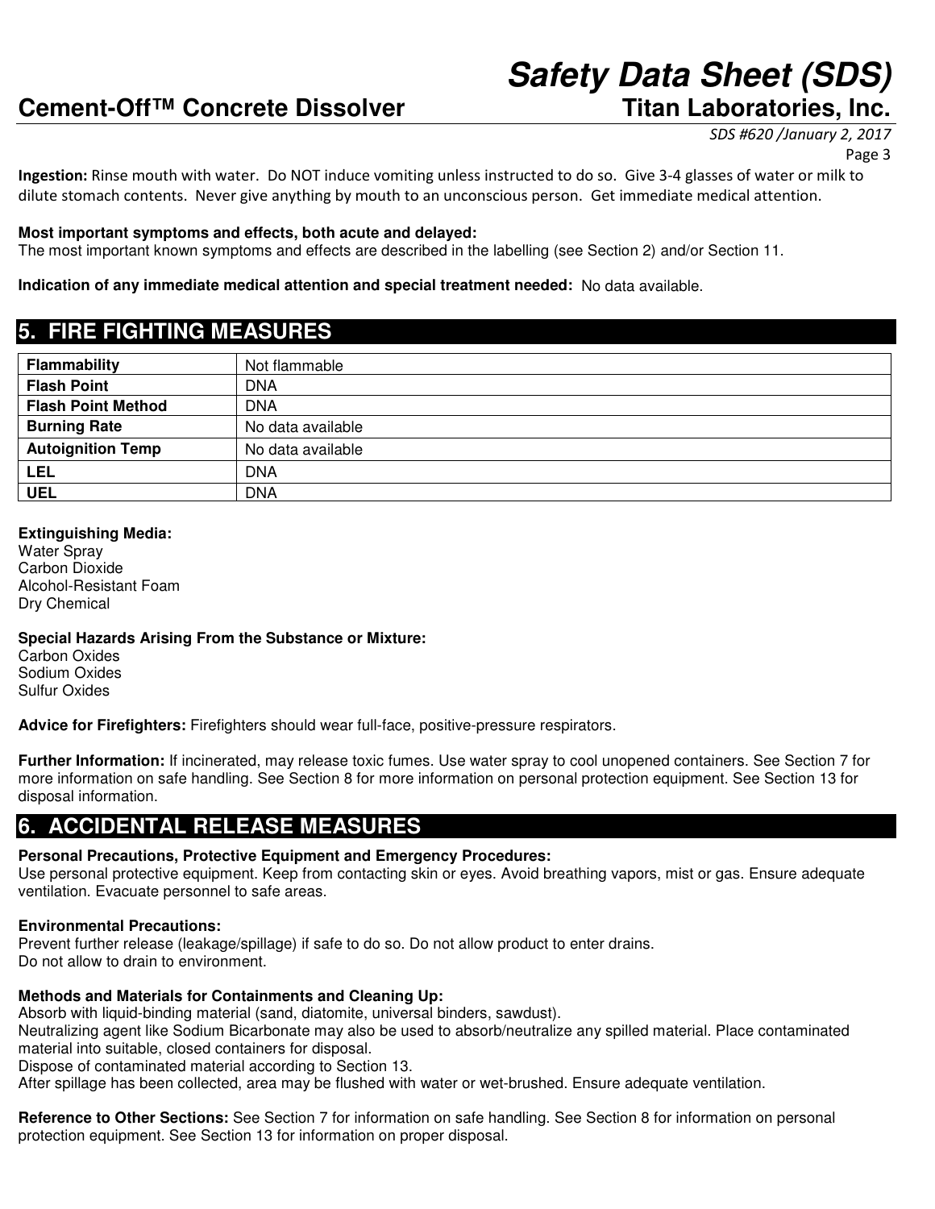**Ingestion:** Rinse mouth with water. Do NOT induce vomiting unless instructed to do so. Give 3-4 glasses of water or milk to dilute stomach contents. Never give anything by mouth to an unconscious person. Get immediate medical attention.

**Most important symptoms and effects, both acute and delayed:**
The most important known symptoms and effects are described in the labelling (see Section 2) and/or Section 11.

**Indication of any immediate medical attention and special treatment needed:** No data available.

## 5. FIRE FIGHTING MEASURES

| | |
|---|---|
| **Flammability** | Not flammable |
| **Flash Point** | DNA |
| **Flash Point Method** | DNA |
| **Burning Rate** | No data available |
| **Autoignition Temp** | No data available |
| **LEL** | DNA |
| **UEL** | DNA |

**Extinguishing Media:**
Water Spray
Carbon Dioxide
Alcohol-Resistant Foam
Dry Chemical

**Special Hazards Arising From the Substance or Mixture:**
Carbon Oxides
Sodium Oxides
Sulfur Oxides

**Advice for Firefighters:** Firefighters should wear full-face, positive-pressure respirators.

**Further Information:** If incinerated, may release toxic fumes. Use water spray to cool unopened containers. See Section 7 for more information on safe handling. See Section 8 for more information on personal protection equipment. See Section 13 for disposal information.

## 6. ACCIDENTAL RELEASE MEASURES

**Personal Precautions, Protective Equipment and Emergency Procedures:**
Use personal protective equipment. Keep from contacting skin or eyes. Avoid breathing vapors, mist or gas. Ensure adequate ventilation. Evacuate personnel to safe areas.

**Environmental Precautions:**
Prevent further release (leakage/spillage) if safe to do so. Do not allow product to enter drains.
Do not allow to drain to environment.

**Methods and Materials for Containments and Cleaning Up:**
Absorb with liquid-binding material (sand, diatomite, universal binders, sawdust).
Neutralizing agent like Sodium Bicarbonate may also be used to absorb/neutralize any spilled material. Place contaminated material into suitable, closed containers for disposal.
Dispose of contaminated material according to Section 13.
After spillage has been collected, area may be flushed with water or wet-brushed. Ensure adequate ventilation.

**Reference to Other Sections:** See Section 7 for information on safe handling. See Section 8 for information on personal protection equipment. See Section 13 for information on proper disposal.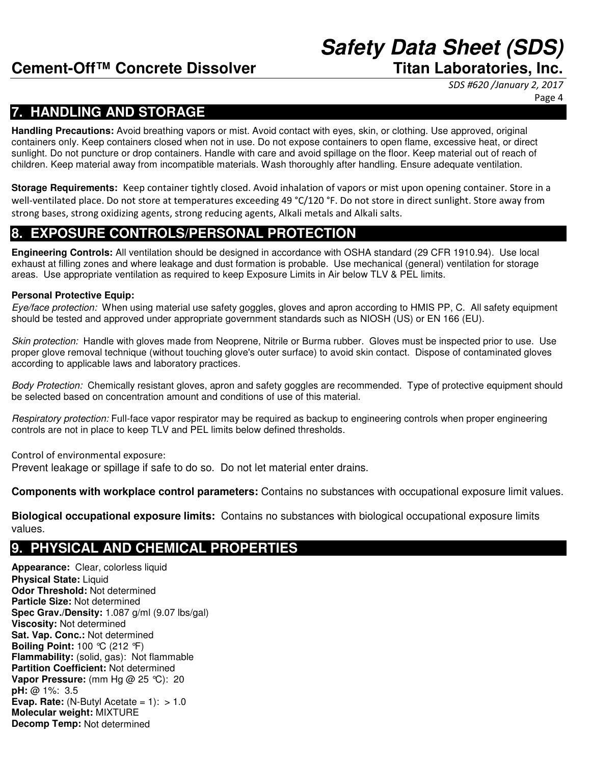## 7. HANDLING AND STORAGE

**Handling Precautions:** Avoid breathing vapors or mist. Avoid contact with eyes, skin, or clothing. Use approved, original containers only. Keep containers closed when not in use. Do not expose containers to open flame, excessive heat, or direct sunlight. Do not puncture or drop containers. Handle with care and avoid spillage on the floor. Keep material out of reach of children. Keep material away from incompatible materials. Wash thoroughly after handling. Ensure adequate ventilation.

**Storage Requirements:** Keep container tightly closed. Avoid inhalation of vapors or mist upon opening container. Store in a well-ventilated place. Do not store at temperatures exceeding 49 °C/120 °F. Do not store in direct sunlight. Store away from strong bases, strong oxidizing agents, strong reducing agents, Alkali metals and Alkali salts.

## 8. EXPOSURE CONTROLS/PERSONAL PROTECTION

**Engineering Controls:** All ventilation should be designed in accordance with OSHA standard (29 CFR 1910.94). Use local exhaust at filling zones and where leakage and dust formation is probable. Use mechanical (general) ventilation for storage areas. Use appropriate ventilation as required to keep Exposure Limits in Air below TLV & PEL limits.

**Personal Protective Equip:**

*Eye/face protection:* When using material use safety goggles, gloves and apron according to HMIS PP, C. All safety equipment should be tested and approved under appropriate government standards such as NIOSH (US) or EN 166 (EU).

*Skin protection:* Handle with gloves made from Neoprene, Nitrile or Burma rubber. Gloves must be inspected prior to use. Use proper glove removal technique (without touching glove's outer surface) to avoid skin contact. Dispose of contaminated gloves according to applicable laws and laboratory practices.

*Body Protection:* Chemically resistant gloves, apron and safety goggles are recommended. Type of protective equipment should be selected based on concentration amount and conditions of use of this material.

*Respiratory protection:* Full-face vapor respirator may be required as backup to engineering controls when proper engineering controls are not in place to keep TLV and PEL limits below defined thresholds.

Control of environmental exposure:
Prevent leakage or spillage if safe to do so. Do not let material enter drains.

**Components with workplace control parameters:** Contains no substances with occupational exposure limit values.

**Biological occupational exposure limits:** Contains no substances with biological occupational exposure limits values.

## 9. PHYSICAL AND CHEMICAL PROPERTIES

**Appearance:** Clear, colorless liquid
**Physical State:** Liquid
**Odor Threshold:** Not determined
**Particle Size:** Not determined
**Spec Grav./Density:** 1.087 g/ml (9.07 lbs/gal)
**Viscosity:** Not determined
**Sat. Vap. Conc.:** Not determined
**Boiling Point:** 100 ℃ (212 ℉)
**Flammability:** (solid, gas): Not flammable
**Partition Coefficient:** Not determined
**Vapor Pressure:** (mm Hg @ 25 ℃): 20
**pH:** @ 1%: 3.5
**Evap. Rate:** (N-Butyl Acetate = 1): > 1.0
**Molecular weight:** MIXTURE
**Decomp Temp:** Not determined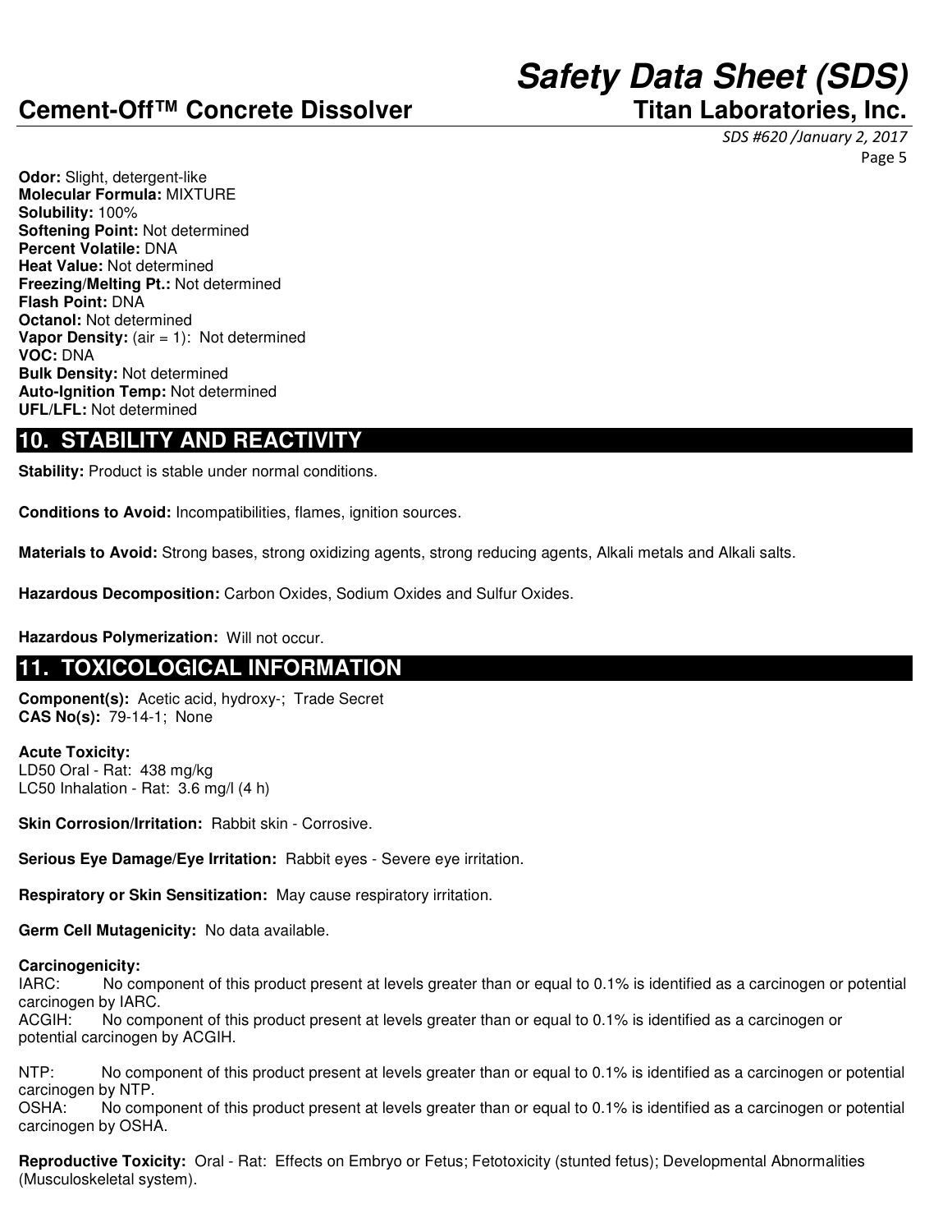**Odor:** Slight, detergent-like
**Molecular Formula:** MIXTURE
**Solubility:** 100%
**Softening Point:** Not determined
**Percent Volatile:** DNA
**Heat Value:** Not determined
**Freezing/Melting Pt.:** Not determined
**Flash Point:** DNA
**Octanol:** Not determined
**Vapor Density:** (air = 1): Not determined
**VOC:** DNA
**Bulk Density:** Not determined
**Auto-Ignition Temp:** Not determined
**UFL/LFL:** Not determined

## 10. STABILITY AND REACTIVITY

**Stability:** Product is stable under normal conditions.

**Conditions to Avoid:** Incompatibilities, flames, ignition sources.

**Materials to Avoid:** Strong bases, strong oxidizing agents, strong reducing agents, Alkali metals and Alkali salts.

**Hazardous Decomposition:** Carbon Oxides, Sodium Oxides and Sulfur Oxides.

**Hazardous Polymerization:** Will not occur.

## 11. TOXICOLOGICAL INFORMATION

**Component(s):** Acetic acid, hydroxy-; Trade Secret
**CAS No(s):** 79-14-1; None

**Acute Toxicity:**
LD50 Oral - Rat: 438 mg/kg
LC50 Inhalation - Rat: 3.6 mg/l (4 h)

**Skin Corrosion/Irritation:** Rabbit skin - Corrosive.

**Serious Eye Damage/Eye Irritation:** Rabbit eyes - Severe eye irritation.

**Respiratory or Skin Sensitization:** May cause respiratory irritation.

**Germ Cell Mutagenicity:** No data available.

**Carcinogenicity:**
IARC: No component of this product present at levels greater than or equal to 0.1% is identified as a carcinogen or potential carcinogen by IARC.
ACGIH: No component of this product present at levels greater than or equal to 0.1% is identified as a carcinogen or potential carcinogen by ACGIH.

NTP: No component of this product present at levels greater than or equal to 0.1% is identified as a carcinogen or potential carcinogen by NTP.
OSHA: No component of this product present at levels greater than or equal to 0.1% is identified as a carcinogen or potential carcinogen by OSHA.

**Reproductive Toxicity:** Oral - Rat: Effects on Embryo or Fetus; Fetotoxicity (stunted fetus); Developmental Abnormalities (Musculoskeletal system).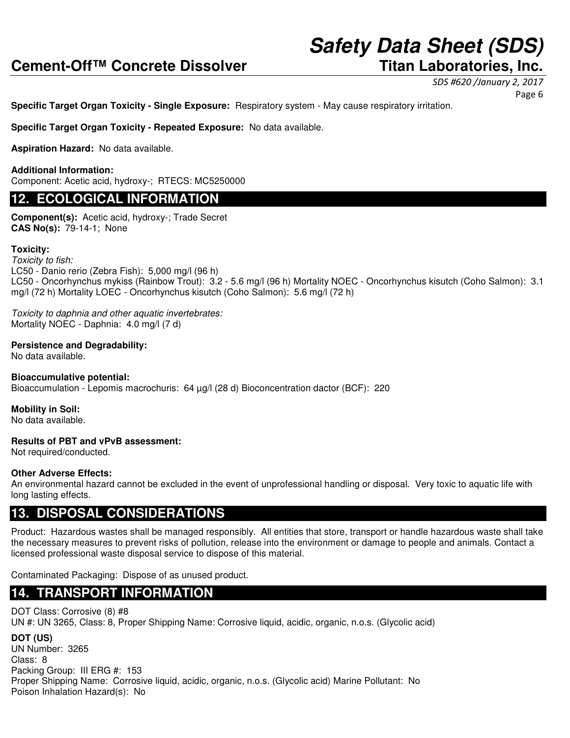**Specific Target Organ Toxicity - Single Exposure:** Respiratory system - May cause respiratory irritation.

**Specific Target Organ Toxicity - Repeated Exposure:** No data available.

**Aspiration Hazard:** No data available.

**Additional Information:**
Component: Acetic acid, hydroxy-; RTECS: MC5250000

## 12. ECOLOGICAL INFORMATION

**Component(s):** Acetic acid, hydroxy-; Trade Secret
**CAS No(s):** 79-14-1; None

**Toxicity:**
*Toxicity to fish:*
LC50 - Danio rerio (Zebra Fish): 5,000 mg/l (96 h)
LC50 - Oncorhynchus mykiss (Rainbow Trout): 3.2 - 5.6 mg/l (96 h) Mortality NOEC - Oncorhynchus kisutch (Coho Salmon): 3.1 mg/l (72 h) Mortality LOEC - Oncorhynchus kisutch (Coho Salmon): 5.6 mg/l (72 h)

*Toxicity to daphnia and other aquatic invertebrates:*
Mortality NOEC - Daphnia: 4.0 mg/l (7 d)

**Persistence and Degradability:**
No data available.

**Bioaccumulative potential:**
Bioaccumulation - Lepomis macrochuris: 64 µg/l (28 d) Bioconcentration dactor (BCF): 220

**Mobility in Soil:**
No data available.

**Results of PBT and vPvB assessment:**
Not required/conducted.

**Other Adverse Effects:**
An environmental hazard cannot be excluded in the event of unprofessional handling or disposal. Very toxic to aquatic life with long lasting effects.

## 13. DISPOSAL CONSIDERATIONS

Product: Hazardous wastes shall be managed responsibly. All entities that store, transport or handle hazardous waste shall take the necessary measures to prevent risks of pollution, release into the environment or damage to people and animals. Contact a licensed professional waste disposal service to dispose of this material.

Contaminated Packaging: Dispose of as unused product.

## 14. TRANSPORT INFORMATION

DOT Class: Corrosive (8) #8
UN #: UN 3265, Class: 8, Proper Shipping Name: Corrosive liquid, acidic, organic, n.o.s. (Glycolic acid)

**DOT (US)**
UN Number: 3265
Class: 8
Packing Group: III ERG #: 153
Proper Shipping Name: Corrosive liquid, acidic, organic, n.o.s. (Glycolic acid) Marine Pollutant: No
Poison Inhalation Hazard(s): No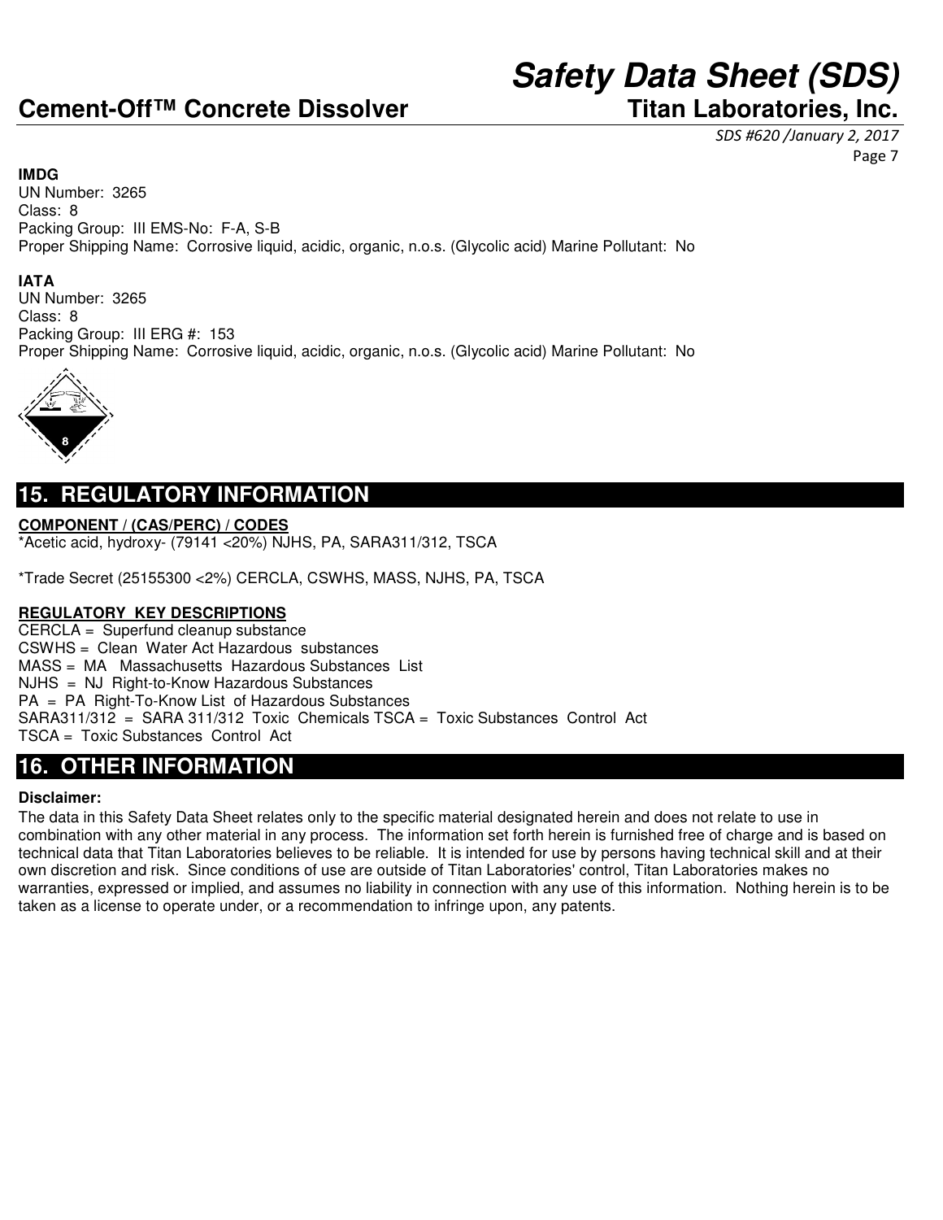**IMDG**
UN Number: 3265
Class: 8
Packing Group: III EMS-No: F-A, S-B
Proper Shipping Name: Corrosive liquid, acidic, organic, n.o.s. (Glycolic acid) Marine Pollutant: No

**IATA**
UN Number: 3265
Class: 8
Packing Group: III ERG #: 153
Proper Shipping Name: Corrosive liquid, acidic, organic, n.o.s. (Glycolic acid) Marine Pollutant: No

## 15. REGULATORY INFORMATION

**COMPONENT / (CAS/PERC) / CODES**

*Acetic acid, hydroxy- (79141 <20%) NJHS, PA, SARA311/312, TSCA

*Trade Secret (25155300 <2%) CERCLA, CSWHS, MASS, NJHS, PA, TSCA

**REGULATORY KEY DESCRIPTIONS**

CERCLA = Superfund cleanup substance
CSWHS = Clean Water Act Hazardous substances
MASS = MA Massachusetts Hazardous Substances List
NJHS = NJ Right-to-Know Hazardous Substances
PA = PA Right-To-Know List of Hazardous Substances
SARA311/312 = SARA 311/312 Toxic Chemicals TSCA = Toxic Substances Control Act
TSCA = Toxic Substances Control Act

## 16. OTHER INFORMATION

**Disclaimer:**

The data in this Safety Data Sheet relates only to the specific material designated herein and does not relate to use in combination with any other material in any process. The information set forth herein is furnished free of charge and is based on technical data that Titan Laboratories believes to be reliable. It is intended for use by persons having technical skill and at their own discretion and risk. Since conditions of use are outside of Titan Laboratories' control, Titan Laboratories makes no warranties, expressed or implied, and assumes no liability in connection with any use of this information. Nothing herein is to be taken as a license to operate under, or a recommendation to infringe upon, any patents.